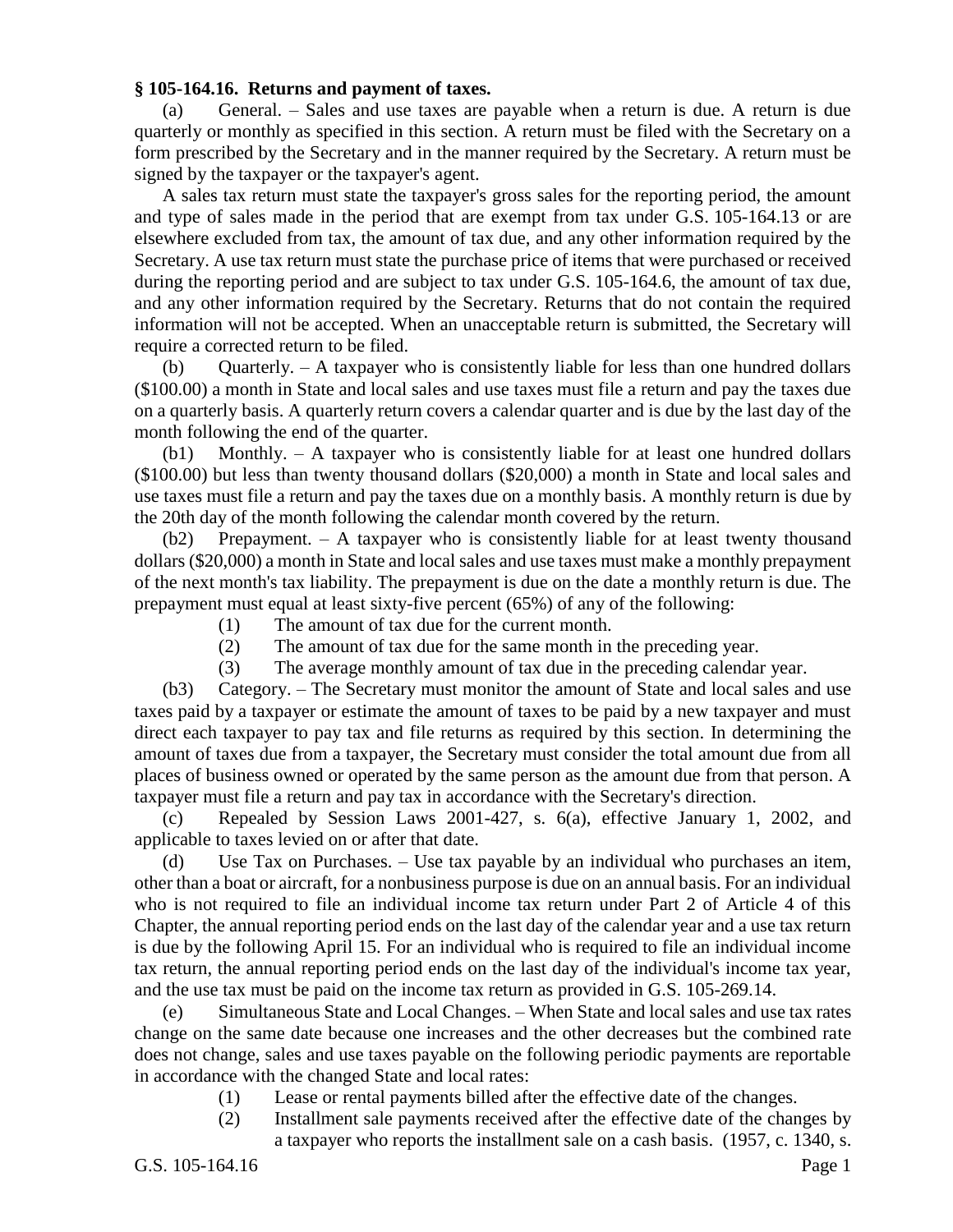**§ 105-164.16. Returns and payment of taxes.**

(a) General. – Sales and use taxes are payable when a return is due. A return is due quarterly or monthly as specified in this section. A return must be filed with the Secretary on a form prescribed by the Secretary and in the manner required by the Secretary. A return must be signed by the taxpayer or the taxpayer's agent.

A sales tax return must state the taxpayer's gross sales for the reporting period, the amount and type of sales made in the period that are exempt from tax under G.S. 105-164.13 or are elsewhere excluded from tax, the amount of tax due, and any other information required by the Secretary. A use tax return must state the purchase price of items that were purchased or received during the reporting period and are subject to tax under G.S. 105-164.6, the amount of tax due, and any other information required by the Secretary. Returns that do not contain the required information will not be accepted. When an unacceptable return is submitted, the Secretary will require a corrected return to be filed.

(b) Quarterly. – A taxpayer who is consistently liable for less than one hundred dollars ($100.00) a month in State and local sales and use taxes must file a return and pay the taxes due on a quarterly basis. A quarterly return covers a calendar quarter and is due by the last day of the month following the end of the quarter.

(b1) Monthly. – A taxpayer who is consistently liable for at least one hundred dollars ($100.00) but less than twenty thousand dollars ($20,000) a month in State and local sales and use taxes must file a return and pay the taxes due on a monthly basis. A monthly return is due by the 20th day of the month following the calendar month covered by the return.

(b2) Prepayment. – A taxpayer who is consistently liable for at least twenty thousand dollars ($20,000) a month in State and local sales and use taxes must make a monthly prepayment of the next month's tax liability. The prepayment is due on the date a monthly return is due. The prepayment must equal at least sixty-five percent (65%) of any of the following:

(1) The amount of tax due for the current month.
(2) The amount of tax due for the same month in the preceding year.
(3) The average monthly amount of tax due in the preceding calendar year.

(b3) Category. – The Secretary must monitor the amount of State and local sales and use taxes paid by a taxpayer or estimate the amount of taxes to be paid by a new taxpayer and must direct each taxpayer to pay tax and file returns as required by this section. In determining the amount of taxes due from a taxpayer, the Secretary must consider the total amount due from all places of business owned or operated by the same person as the amount due from that person. A taxpayer must file a return and pay tax in accordance with the Secretary's direction.

(c) Repealed by Session Laws 2001-427, s. 6(a), effective January 1, 2002, and applicable to taxes levied on or after that date.

(d) Use Tax on Purchases. – Use tax payable by an individual who purchases an item, other than a boat or aircraft, for a nonbusiness purpose is due on an annual basis. For an individual who is not required to file an individual income tax return under Part 2 of Article 4 of this Chapter, the annual reporting period ends on the last day of the calendar year and a use tax return is due by the following April 15. For an individual who is required to file an individual income tax return, the annual reporting period ends on the last day of the individual's income tax year, and the use tax must be paid on the income tax return as provided in G.S. 105-269.14.

(e) Simultaneous State and Local Changes. – When State and local sales and use tax rates change on the same date because one increases and the other decreases but the combined rate does not change, sales and use taxes payable on the following periodic payments are reportable in accordance with the changed State and local rates:

(1) Lease or rental payments billed after the effective date of the changes.
(2) Installment sale payments received after the effective date of the changes by a taxpayer who reports the installment sale on a cash basis. (1957, c. 1340, s.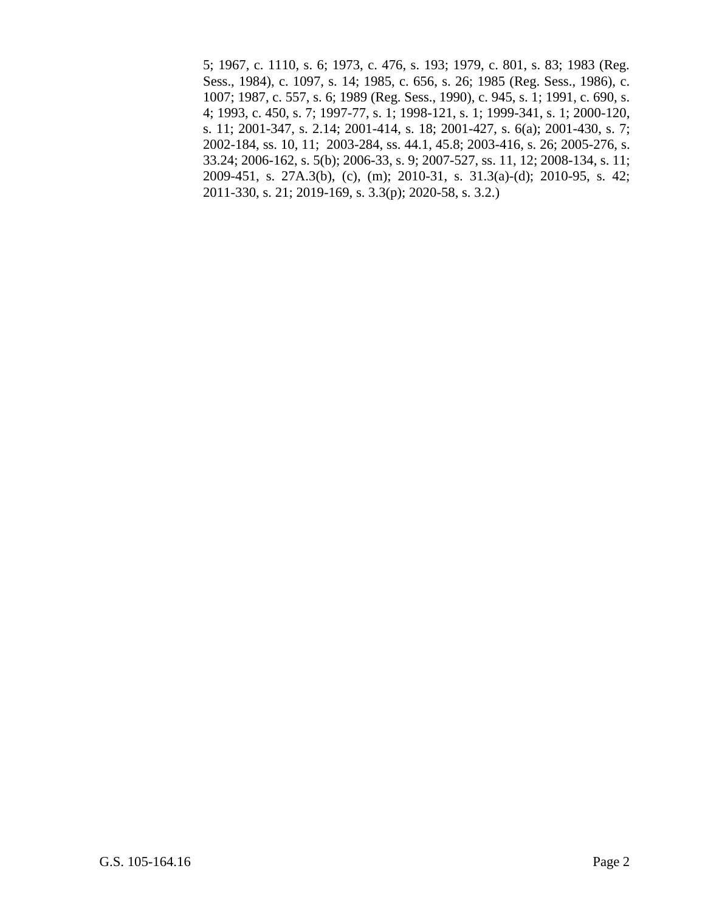5; 1967, c. 1110, s. 6; 1973, c. 476, s. 193; 1979, c. 801, s. 83; 1983 (Reg. Sess., 1984), c. 1097, s. 14; 1985, c. 656, s. 26; 1985 (Reg. Sess., 1986), c. 1007; 1987, c. 557, s. 6; 1989 (Reg. Sess., 1990), c. 945, s. 1; 1991, c. 690, s. 4; 1993, c. 450, s. 7; 1997-77, s. 1; 1998-121, s. 1; 1999-341, s. 1; 2000-120, s. 11; 2001-347, s. 2.14; 2001-414, s. 18; 2001-427, s. 6(a); 2001-430, s. 7; 2002-184, ss. 10, 11; 2003-284, ss. 44.1, 45.8; 2003-416, s. 26; 2005-276, s. 33.24; 2006-162, s. 5(b); 2006-33, s. 9; 2007-527, ss. 11, 12; 2008-134, s. 11; 2009-451, s. 27A.3(b), (c), (m); 2010-31, s. 31.3(a)-(d); 2010-95, s. 42; 2011-330, s. 21; 2019-169, s. 3.3(p); 2020-58, s. 3.2.)